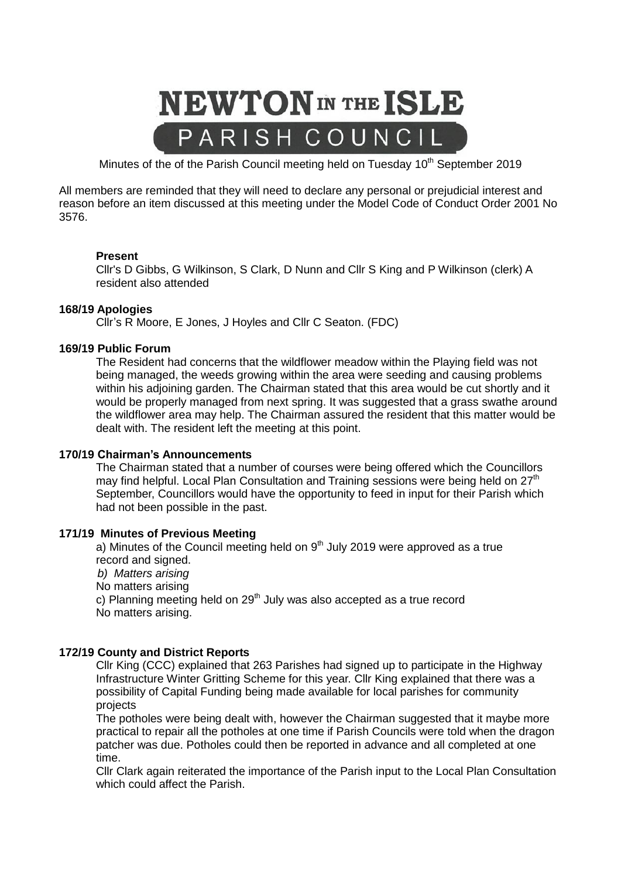# NEWTON IN THE ISLE

## PARISH COUNCIL

Minutes of the of the Parish Council meeting held on Tuesday 10th September 2019

All members are reminded that they will need to declare any personal or prejudicial interest and reason before an item discussed at this meeting under the Model Code of Conduct Order 2001 No 3576.

**Present**

Cllr's D Gibbs, G Wilkinson, S Clark, D Nunn and Cllr S King and P Wilkinson (clerk) A resident also attended

**168/19 Apologies**

Cllr's R Moore, E Jones, J Hoyles and Cllr C Seaton. (FDC)

**169/19 Public Forum**

The Resident had concerns that the wildflower meadow within the Playing field was not being managed, the weeds growing within the area were seeding and causing problems within his adjoining garden. The Chairman stated that this area would be cut shortly and it would be properly managed from next spring. It was suggested that a grass swathe around the wildflower area may help. The Chairman assured the resident that this matter would be dealt with. The resident left the meeting at this point.

**170/19 Chairman's Announcements**

The Chairman stated that a number of courses were being offered which the Councillors may find helpful. Local Plan Consultation and Training sessions were being held on 27th September, Councillors would have the opportunity to feed in input for their Parish which had not been possible in the past.

**171/19 Minutes of Previous Meeting**

a) Minutes of the Council meeting held on 9th July 2019 were approved as a true record and signed.

*b) Matters arising*

No matters arising

c) Planning meeting held on 29th July was also accepted as a true record

No matters arising.

**172/19 County and District Reports**

Cllr King (CCC) explained that 263 Parishes had signed up to participate in the Highway Infrastructure Winter Gritting Scheme for this year. Cllr King explained that there was a possibility of Capital Funding being made available for local parishes for community projects

The potholes were being dealt with, however the Chairman suggested that it maybe more practical to repair all the potholes at one time if Parish Councils were told when the dragon patcher was due. Potholes could then be reported in advance and all completed at one time.

Cllr Clark again reiterated the importance of the Parish input to the Local Plan Consultation which could affect the Parish.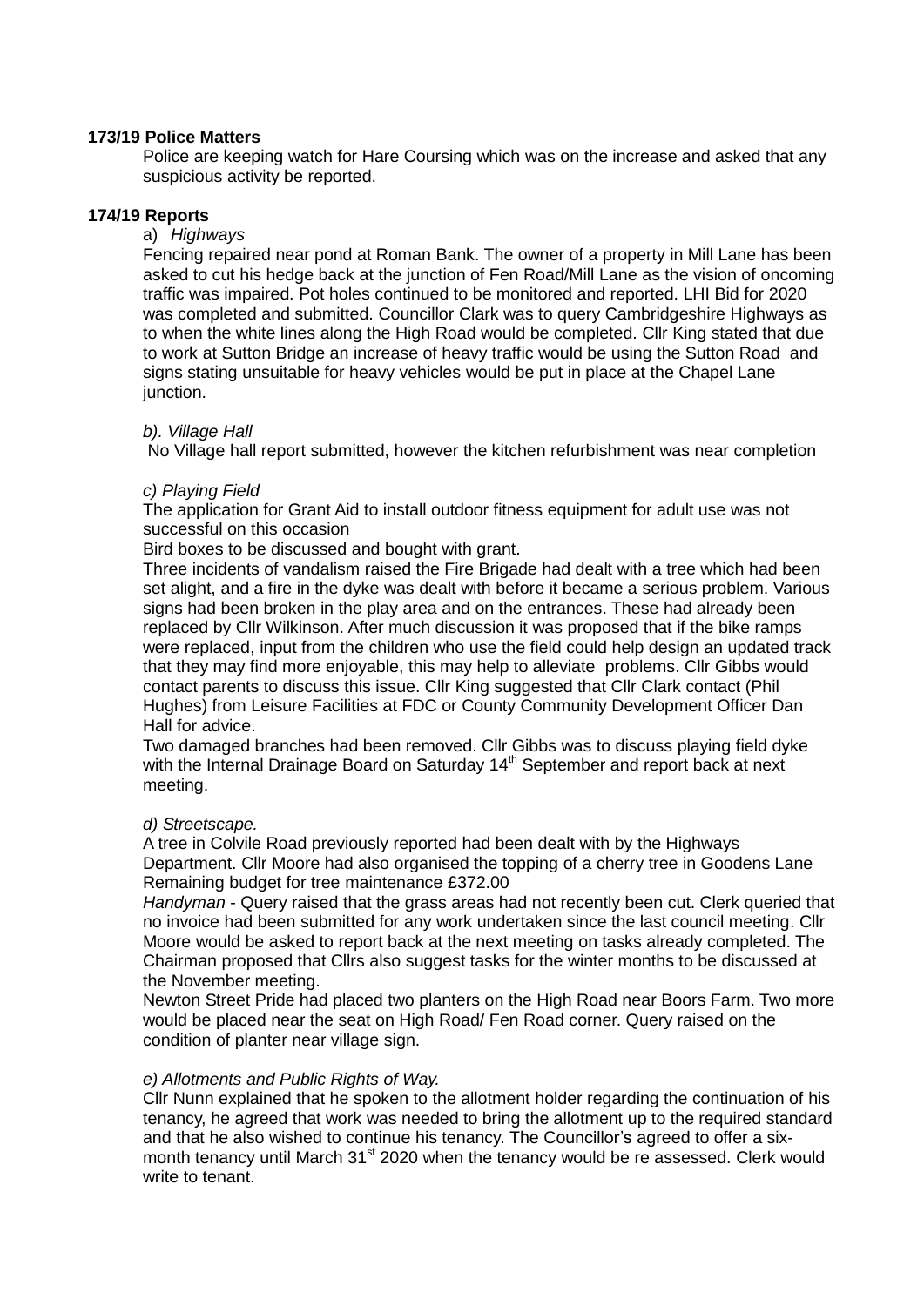**173/19 Police Matters**

Police are keeping watch for Hare Coursing which was on the increase and asked that any suspicious activity be reported.

**174/19 Reports**

a) *Highways*

Fencing repaired near pond at Roman Bank. The owner of a property in Mill Lane has been asked to cut his hedge back at the junction of Fen Road/Mill Lane as the vision of oncoming traffic was impaired. Pot holes continued to be monitored and reported. LHI Bid for 2020 was completed and submitted. Councillor Clark was to query Cambridgeshire Highways as to when the white lines along the High Road would be completed. Cllr King stated that due to work at Sutton Bridge an increase of heavy traffic would be using the Sutton Road and signs stating unsuitable for heavy vehicles would be put in place at the Chapel Lane junction.

*b). Village Hall*

No Village hall report submitted, however the kitchen refurbishment was near completion

*c) Playing Field*

The application for Grant Aid to install outdoor fitness equipment for adult use was not successful on this occasion

Bird boxes to be discussed and bought with grant.

Three incidents of vandalism raised the Fire Brigade had dealt with a tree which had been set alight, and a fire in the dyke was dealt with before it became a serious problem. Various signs had been broken in the play area and on the entrances. These had already been replaced by Cllr Wilkinson. After much discussion it was proposed that if the bike ramps were replaced, input from the children who use the field could help design an updated track that they may find more enjoyable, this may help to alleviate problems. Cllr Gibbs would contact parents to discuss this issue. Cllr King suggested that Cllr Clark contact (Phil Hughes) from Leisure Facilities at FDC or County Community Development Officer Dan Hall for advice.

Two damaged branches had been removed. Cllr Gibbs was to discuss playing field dyke with the Internal Drainage Board on Saturday 14th September and report back at next meeting.

*d) Streetscape.*

A tree in Colvile Road previously reported had been dealt with by the Highways Department. Cllr Moore had also organised the topping of a cherry tree in Goodens Lane Remaining budget for tree maintenance £372.00

*Handyman* - Query raised that the grass areas had not recently been cut. Clerk queried that no invoice had been submitted for any work undertaken since the last council meeting. Cllr Moore would be asked to report back at the next meeting on tasks already completed. The Chairman proposed that Cllrs also suggest tasks for the winter months to be discussed at the November meeting.

Newton Street Pride had placed two planters on the High Road near Boors Farm. Two more would be placed near the seat on High Road/ Fen Road corner. Query raised on the condition of planter near village sign.

*e) Allotments and Public Rights of Way.*

Cllr Nunn explained that he spoken to the allotment holder regarding the continuation of his tenancy, he agreed that work was needed to bring the allotment up to the required standard and that he also wished to continue his tenancy. The Councillor's agreed to offer a six-month tenancy until March 31st 2020 when the tenancy would be re assessed. Clerk would write to tenant.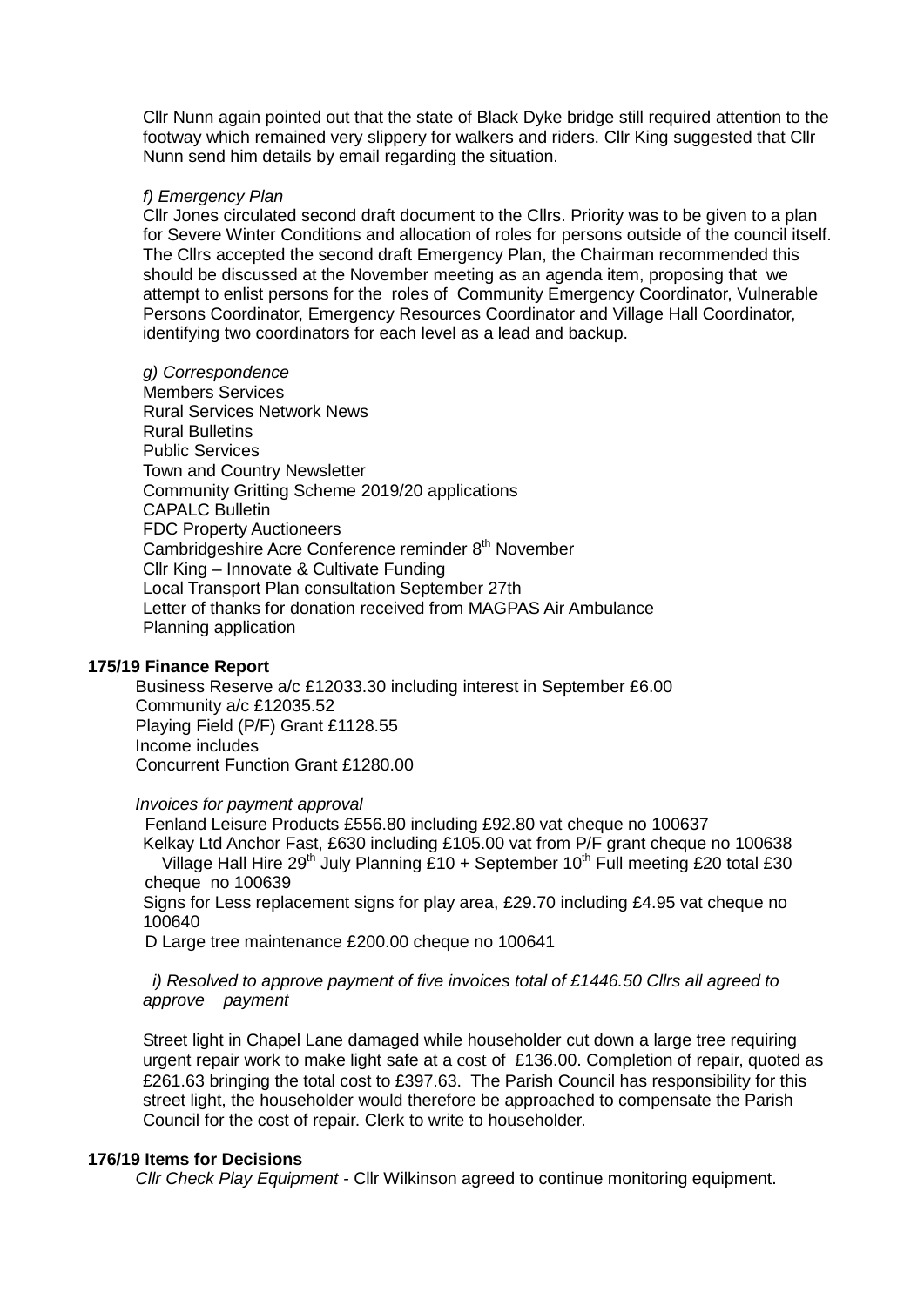Cllr Nunn again pointed out that the state of Black Dyke bridge still required attention to the footway which remained very slippery for walkers and riders. Cllr King suggested that Cllr Nunn send him details by email regarding the situation.

*f) Emergency Plan*

Cllr Jones circulated second draft document to the Cllrs. Priority was to be given to a plan for Severe Winter Conditions and allocation of roles for persons outside of the council itself. The Cllrs accepted the second draft Emergency Plan, the Chairman recommended this should be discussed at the November meeting as an agenda item, proposing that we attempt to enlist persons for the roles of Community Emergency Coordinator, Vulnerable Persons Coordinator, Emergency Resources Coordinator and Village Hall Coordinator, identifying two coordinators for each level as a lead and backup.

*g) Correspondence*

Members Services
Rural Services Network News
Rural Bulletins
Public Services
Town and Country Newsletter
Community Gritting Scheme 2019/20 applications
CAPALC Bulletin
FDC Property Auctioneers
Cambridgeshire Acre Conference reminder 8th November
Cllr King – Innovate & Cultivate Funding
Local Transport Plan consultation September 27th
Letter of thanks for donation received from MAGPAS Air Ambulance
Planning application

**175/19 Finance Report**

Business Reserve a/c £12033.30 including interest in September £6.00
Community a/c £12035.52
Playing Field (P/F) Grant £1128.55
Income includes
Concurrent Function Grant £1280.00

*Invoices for payment approval*

Fenland Leisure Products £556.80 including £92.80 vat cheque no 100637
Kelkay Ltd Anchor Fast, £630 including £105.00 vat from P/F grant cheque no 100638
Village Hall Hire 29th July Planning £10 + September 10th Full meeting £20 total £30 cheque no 100639
Signs for Less replacement signs for play area, £29.70 including £4.95 vat cheque no 100640
D Large tree maintenance £200.00 cheque no 100641

*i) Resolved to approve payment of five invoices total of £1446.50 Cllrs all agreed to approve payment*

Street light in Chapel Lane damaged while householder cut down a large tree requiring urgent repair work to make light safe at a cost of £136.00. Completion of repair, quoted as £261.63 bringing the total cost to £397.63. The Parish Council has responsibility for this street light, the householder would therefore be approached to compensate the Parish Council for the cost of repair. Clerk to write to householder.

**176/19 Items for Decisions**

*Cllr Check Play Equipment* - Cllr Wilkinson agreed to continue monitoring equipment.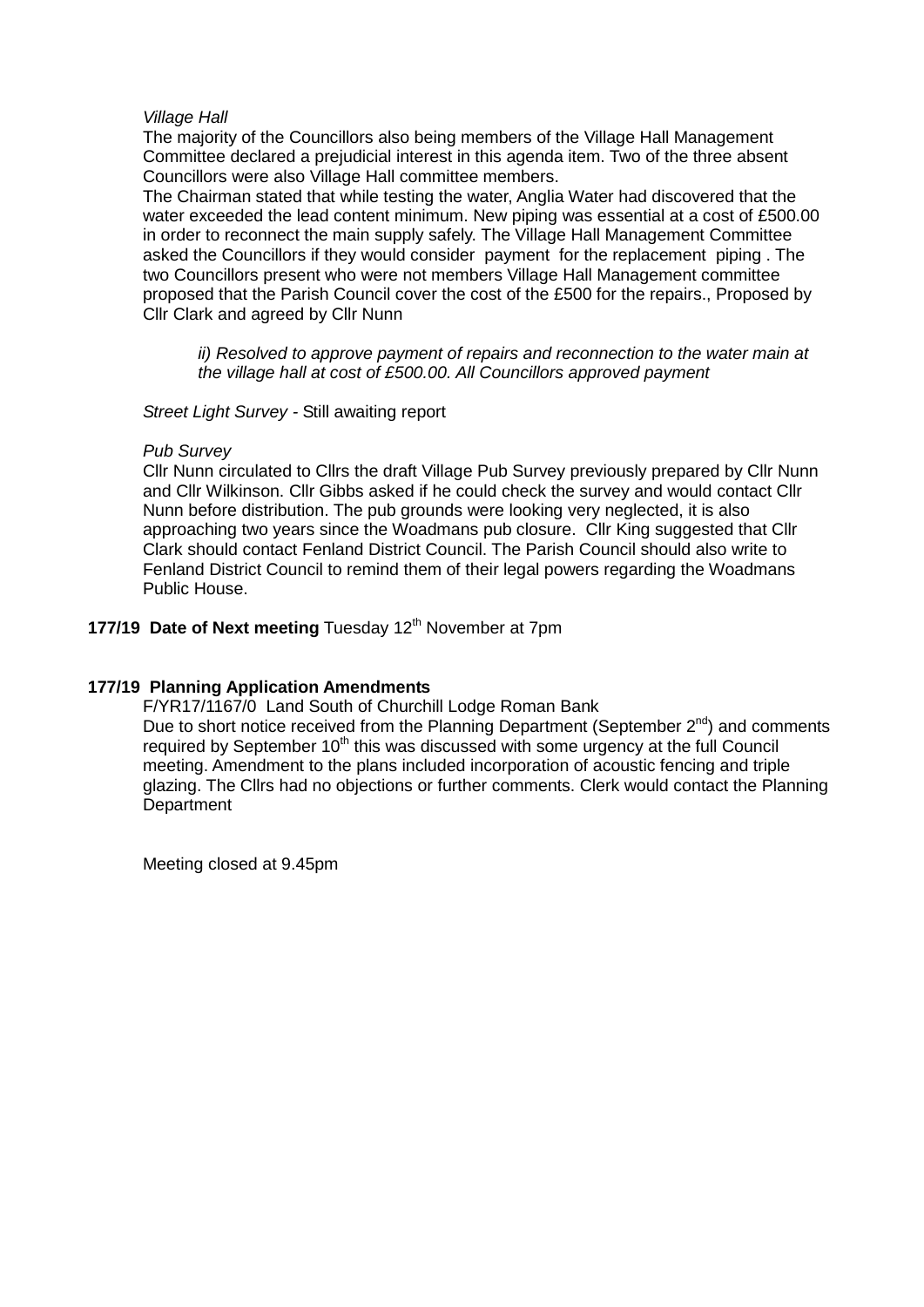*Village Hall*

The majority of the Councillors also being members of the Village Hall Management Committee declared a prejudicial interest in this agenda item. Two of the three absent Councillors were also Village Hall committee members.

The Chairman stated that while testing the water, Anglia Water had discovered that the water exceeded the lead content minimum. New piping was essential at a cost of £500.00 in order to reconnect the main supply safely. The Village Hall Management Committee asked the Councillors if they would consider payment for the replacement piping . The two Councillors present who were not members Village Hall Management committee proposed that the Parish Council cover the cost of the £500 for the repairs., Proposed by Cllr Clark and agreed by Cllr Nunn

> *ii) Resolved to approve payment of repairs and reconnection to the water main at the village hall at cost of £500.00. All Councillors approved payment*

*Street Light Survey* - Still awaiting report

*Pub Survey*

Cllr Nunn circulated to Cllrs the draft Village Pub Survey previously prepared by Cllr Nunn and Cllr Wilkinson. Cllr Gibbs asked if he could check the survey and would contact Cllr Nunn before distribution. The pub grounds were looking very neglected, it is also approaching two years since the Woadmans pub closure. Cllr King suggested that Cllr Clark should contact Fenland District Council. The Parish Council should also write to Fenland District Council to remind them of their legal powers regarding the Woadmans Public House.

**177/19 Date of Next meeting** Tuesday 12th November at 7pm

**177/19 Planning Application Amendments**

F/YR17/1167/0 Land South of Churchill Lodge Roman Bank

Due to short notice received from the Planning Department (September 2nd) and comments required by September 10th this was discussed with some urgency at the full Council meeting. Amendment to the plans included incorporation of acoustic fencing and triple glazing. The Cllrs had no objections or further comments. Clerk would contact the Planning Department

Meeting closed at 9.45pm